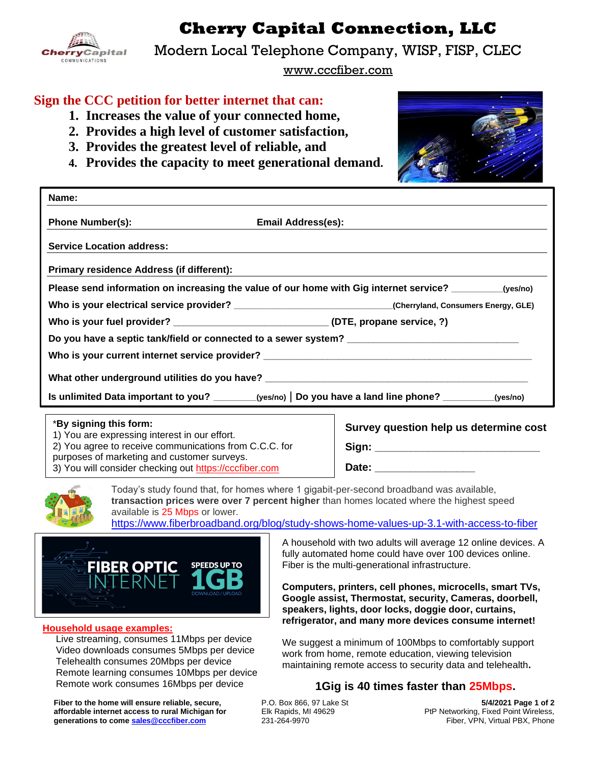# Cherry Capital Connection, LLC

Modern Local Telephone Company, WISP, FISP, CLEC

www.cccfiber.com

## Sign the CCC petition for better internet that can:

1. **Increases the value of your connected home,**
2. **Provides a high level of customer satisfaction,**
3. **Provides the greatest level of reliable, and**
4. **Provides the capacity to meet generational demand.**

**Name:**

**Phone Number(s):** **Email Address(es):**

**Service Location address:**

**Primary residence Address (if different):**

**Please send information on increasing the value of our home with Gig internet service?** __________(yes/no)

**Who is your electrical service provider?** ______________________________(Cherryland, Consumers Energy, GLE)

**Who is your fuel provider?** _____________________________ **(DTE, propane service, ?)**

**Do you have a septic tank/field or connected to a sewer system?** ________________________________

**Who is your current internet service provider?** ______________________________________________

**What other underground utilities do you have?** _______________________________________________

**Is unlimited Data important to you?** ________(yes/no) | **Do you have a land line phone?** __________(yes/no)

*__By signing this form:__
1) You are expressing interest in our effort.
2) You agree to receive communications from C.C.C. for purposes of marketing and customer surveys.
3) You will consider checking out https://cccfiber.com

**Survey question help us determine cost**

**Sign:** ______________________________

**Date:** __________________

Today's study found that, for homes where 1 gigabit-per-second broadband was available, **transaction prices were over 7 percent higher** than homes located where the highest speed available is 25 Mbps or lower.
https://www.fiberbroadband.org/blog/study-shows-home-values-up-3.1-with-access-to-fiber

FIBER OPTIC INTERNET SPEEDS UP TO 1GB DOWNLOAD / UPLOAD

A household with two adults will average 12 online devices. A fully automated home could have over 100 devices online. Fiber is the multi-generational infrastructure.

**Computers, printers, cell phones, microcells, smart TVs, Google assist, Thermostat, security, Cameras, doorbell, speakers, lights, door locks, doggie door, curtains, refrigerator, and many more devices consume internet!**

**Household usage examples:**

Live streaming, consumes 11Mbps per device
Video downloads consumes 5Mbps per device
Telehealth consumes 20Mbps per device
Remote learning consumes 10Mbps per device
Remote work consumes 16Mbps per device

We suggest a minimum of 100Mbps to comfortably support work from home, remote education, viewing television maintaining remote access to security data and telehealth.

### 1Gig is 40 times faster than 25Mbps.

**Fiber to the home will ensure reliable, secure, affordable internet access to rural Michigan for generations to come** sales@cccfiber.com

P.O. Box 866, 97 Lake St
Elk Rapids, MI 49629
231-264-9970

**5/4/2021**
PtP Networking, Fixed Point Wireless, Fiber, VPN, Virtual PBX, Phone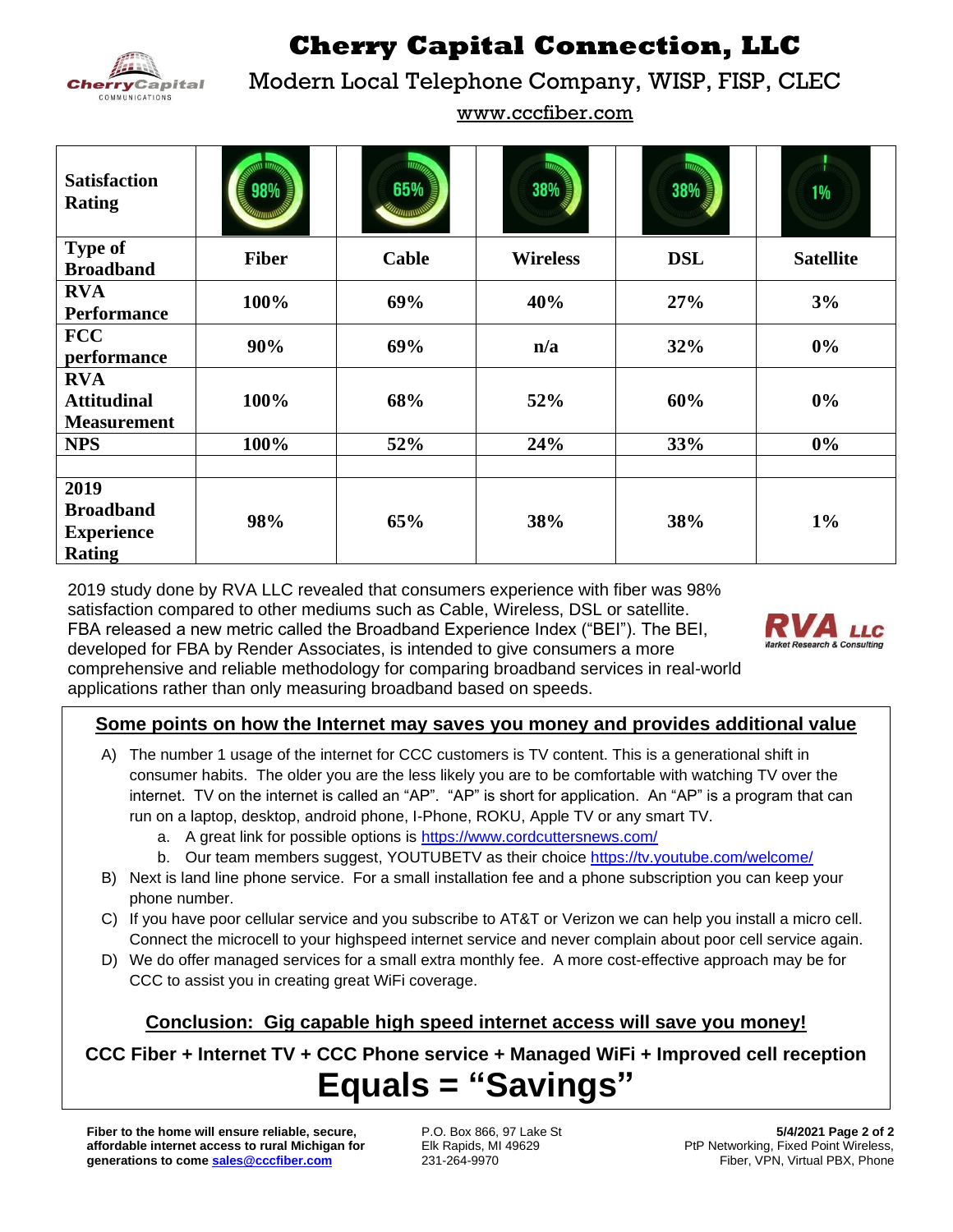# Cherry Capital Connection, LLC

Modern Local Telephone Company, WISP, FISP, CLEC

www.cccfiber.com

| Satisfaction Rating | 98% | 65% | 38% | 38% | 1% |
|---|---|---|---|---|---|
| **Type of Broadband** | **Fiber** | **Cable** | **Wireless** | **DSL** | **Satellite** |
| **RVA Performance** | **100%** | **69%** | **40%** | **27%** | **3%** |
| **FCC performance** | **90%** | **69%** | **n/a** | **32%** | **0%** |
| **RVA Attitudinal Measurement** | **100%** | **68%** | **52%** | **60%** | **0%** |
| **NPS** | **100%** | **52%** | **24%** | **33%** | **0%** |
| | | | | | |
| **2019 Broadband Experience Rating** | **98%** | **65%** | **38%** | **38%** | **1%** |

2019 study done by RVA LLC revealed that consumers experience with fiber was 98% satisfaction compared to other mediums such as Cable, Wireless, DSL or satellite. FBA released a new metric called the Broadband Experience Index ("BEI"). The BEI, developed for FBA by Render Associates, is intended to give consumers a more comprehensive and reliable methodology for comparing broadband services in real-world applications rather than only measuring broadband based on speeds.

RVA LLC Market Research & Consulting

## Some points on how the Internet may saves you money and provides additional value

A) The number 1 usage of the internet for CCC customers is TV content. This is a generational shift in consumer habits. The older you are the less likely you are to be comfortable with watching TV over the internet. TV on the internet is called an "AP". "AP" is short for application. An "AP" is a program that can run on a laptop, desktop, android phone, I-Phone, ROKU, Apple TV or any smart TV.
   a. A great link for possible options is https://www.cordcuttersnews.com/
   b. Our team members suggest, YOUTUBETV as their choice https://tv.youtube.com/welcome/

B) Next is land line phone service. For a small installation fee and a phone subscription you can keep your phone number.

C) If you have poor cellular service and you subscribe to AT&T or Verizon we can help you install a micro cell. Connect the microcell to your highspeed internet service and never complain about poor cell service again.

D) We do offer managed services for a small extra monthly fee. A more cost-effective approach may be for CCC to assist you in creating great WiFi coverage.

## Conclusion: Gig capable high speed internet access will save you money!

**CCC Fiber + Internet TV + CCC Phone service + Managed WiFi + Improved cell reception**

# Equals = "Savings"

**Fiber to the home will ensure reliable, secure, affordable internet access to rural Michigan for generations to come sales@cccfiber.com**

P.O. Box 866, 97 Lake St
Elk Rapids, MI 49629
231-264-9970

**5/4/2021**
PtP Networking, Fixed Point Wireless, Fiber, VPN, Virtual PBX, Phone